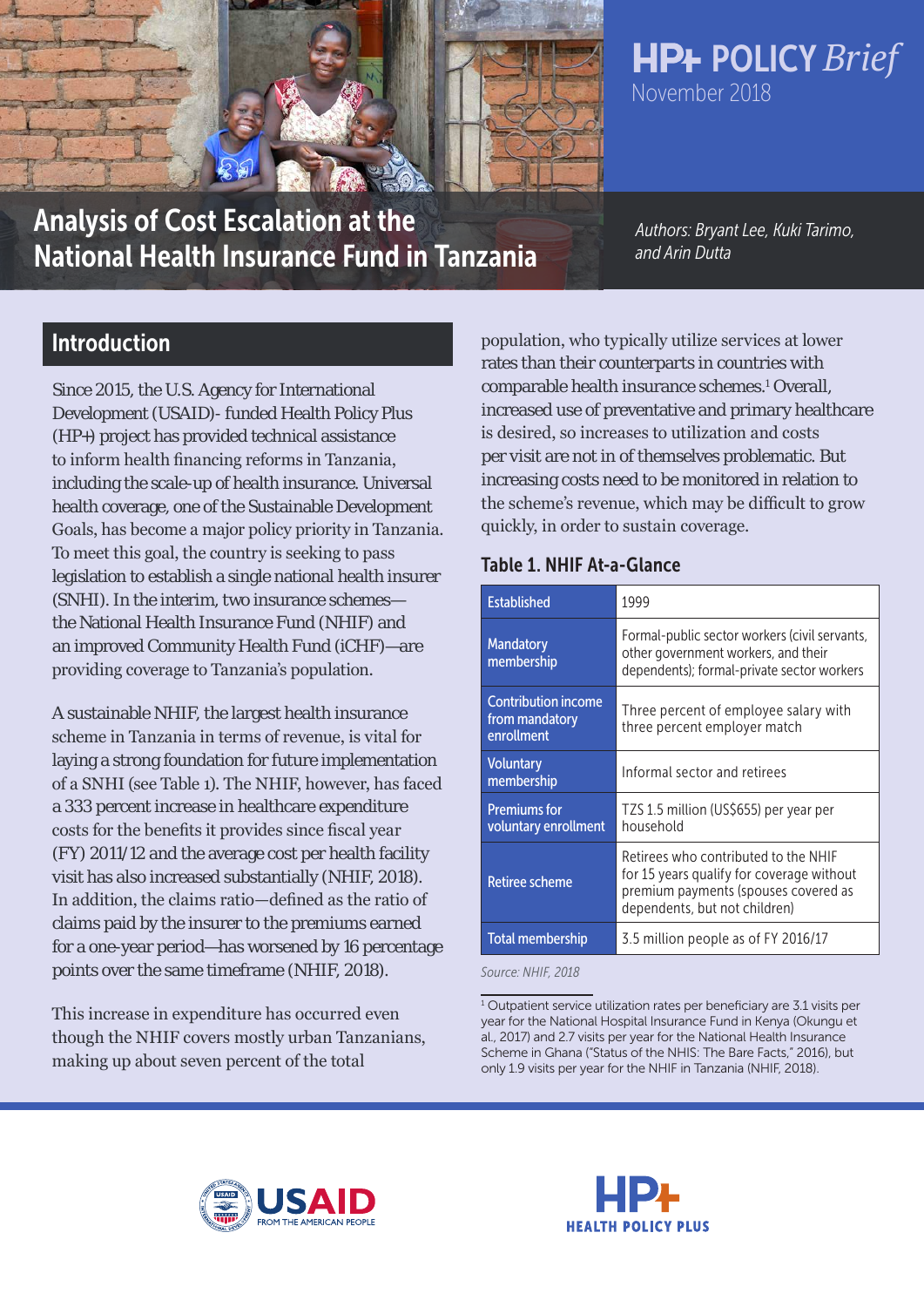HP+ POLICY *Brief*

November 2018

# Analysis of Cost Escalation at the National Health Insurance Fund in Tanzania

*Authors: Bryant Lee, Kuki Tarimo, and Arin Dutta*

## Introduction

Since 2015, the U.S. Agency for International Development (USAID)- funded Health Policy Plus (HP+) project has provided technical assistance to inform health financing reforms in Tanzania, including the scale-up of health insurance. Universal health coverage, one of the Sustainable Development Goals, has become a major policy priority in Tanzania. To meet this goal, the country is seeking to pass legislation to establish a single national health insurer (SNHI). In the interim, two insurance schemes—the National Health Insurance Fund (NHIF) and an improved Community Health Fund (iCHF)—are providing coverage to Tanzania's population.

A sustainable NHIF, the largest health insurance scheme in Tanzania in terms of revenue, is vital for laying a strong foundation for future implementation of a SNHI (see Table 1). The NHIF, however, has faced a 333 percent increase in healthcare expenditure costs for the benefits it provides since fiscal year (FY) 2011/12 and the average cost per health facility visit has also increased substantially (NHIF, 2018). In addition, the claims ratio—defined as the ratio of claims paid by the insurer to the premiums earned for a one-year period—has worsened by 16 percentage points over the same timeframe (NHIF, 2018).

This increase in expenditure has occurred even though the NHIF covers mostly urban Tanzanians, making up about seven percent of the total population, who typically utilize services at lower rates than their counterparts in countries with comparable health insurance schemes.[1] Overall, increased use of preventative and primary healthcare is desired, so increases to utilization and costs per visit are not in of themselves problematic. But increasing costs need to be monitored in relation to the scheme's revenue, which may be difficult to grow quickly, in order to sustain coverage.

### Table 1. NHIF At-a-Glance

| | |
|---|---|
| Established | 1999 |
| Mandatory membership | Formal-public sector workers (civil servants, other government workers, and their dependents); formal-private sector workers |
| Contribution income from mandatory enrollment | Three percent of employee salary with three percent employer match |
| Voluntary membership | Informal sector and retirees |
| Premiums for voluntary enrollment | TZS 1.5 million (US$655) per year per household |
| Retiree scheme | Retirees who contributed to the NHIF for 15 years qualify for coverage without premium payments (spouses covered as dependents, but not children) |
| Total membership | 3.5 million people as of FY 2016/17 |

*Source: NHIF, 2018*

[1] Outpatient service utilization rates per beneficiary are 3.1 visits per year for the National Hospital Insurance Fund in Kenya (Okungu et al., 2017) and 2.7 visits per year for the National Health Insurance Scheme in Ghana ("Status of the NHIS: The Bare Facts," 2016), but only 1.9 visits per year for the NHIF in Tanzania (NHIF, 2018).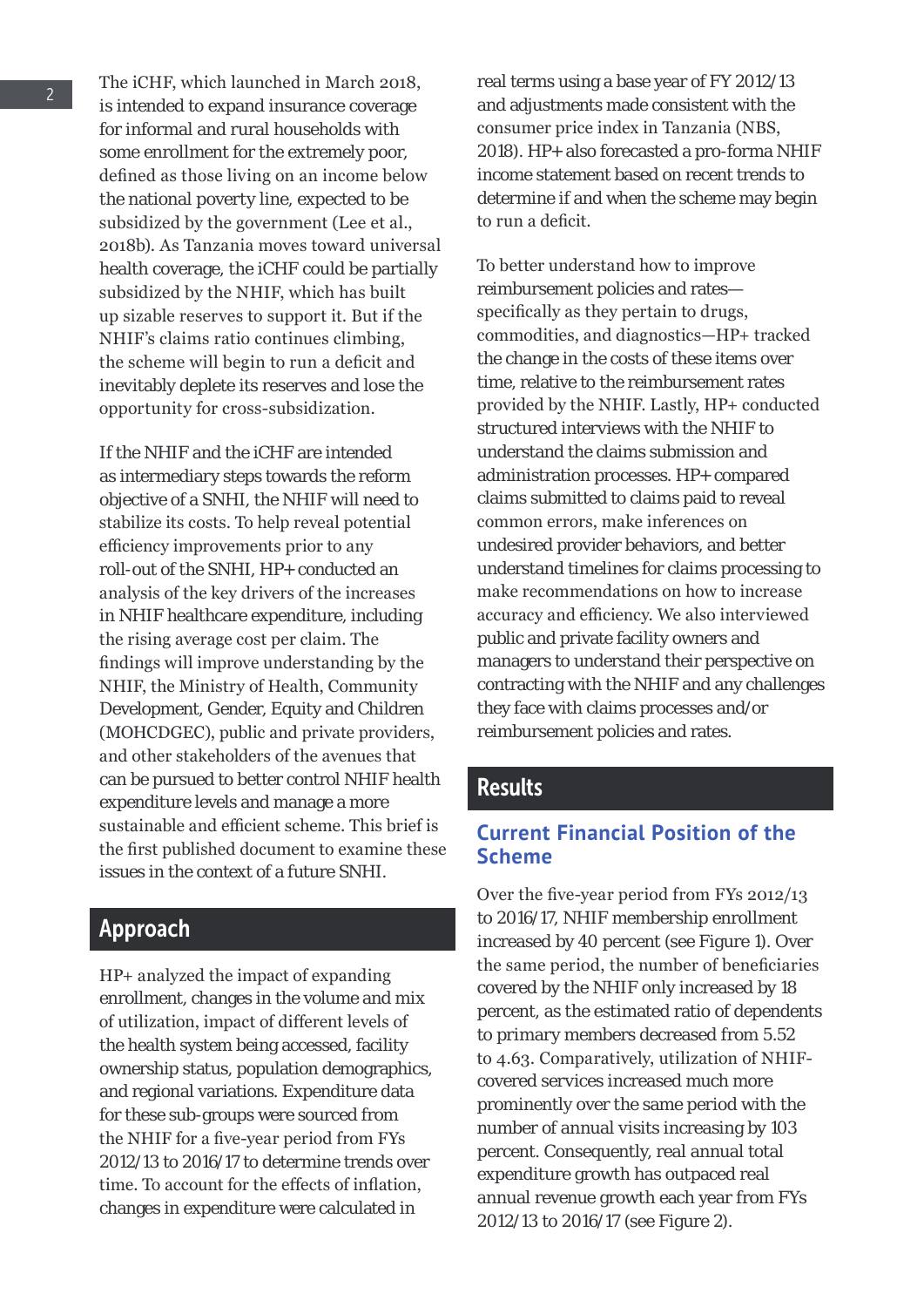The iCHF, which launched in March 2018, is intended to expand insurance coverage for informal and rural households with some enrollment for the extremely poor, defined as those living on an income below the national poverty line, expected to be subsidized by the government (Lee et al., 2018b). As Tanzania moves toward universal health coverage, the iCHF could be partially subsidized by the NHIF, which has built up sizable reserves to support it. But if the NHIF's claims ratio continues climbing, the scheme will begin to run a deficit and inevitably deplete its reserves and lose the opportunity for cross-subsidization.

If the NHIF and the iCHF are intended as intermediary steps towards the reform objective of a SNHI, the NHIF will need to stabilize its costs. To help reveal potential efficiency improvements prior to any roll-out of the SNHI, HP+ conducted an analysis of the key drivers of the increases in NHIF healthcare expenditure, including the rising average cost per claim. The findings will improve understanding by the NHIF, the Ministry of Health, Community Development, Gender, Equity and Children (MOHCDGEC), public and private providers, and other stakeholders of the avenues that can be pursued to better control NHIF health expenditure levels and manage a more sustainable and efficient scheme. This brief is the first published document to examine these issues in the context of a future SNHI.

## Approach

HP+ analyzed the impact of expanding enrollment, changes in the volume and mix of utilization, impact of different levels of the health system being accessed, facility ownership status, population demographics, and regional variations. Expenditure data for these sub-groups were sourced from the NHIF for a five-year period from FYs 2012/13 to 2016/17 to determine trends over time. To account for the effects of inflation, changes in expenditure were calculated in real terms using a base year of FY 2012/13 and adjustments made consistent with the consumer price index in Tanzania (NBS, 2018). HP+ also forecasted a pro-forma NHIF income statement based on recent trends to determine if and when the scheme may begin to run a deficit.

To better understand how to improve reimbursement policies and rates—specifically as they pertain to drugs, commodities, and diagnostics—HP+ tracked the change in the costs of these items over time, relative to the reimbursement rates provided by the NHIF. Lastly, HP+ conducted structured interviews with the NHIF to understand the claims submission and administration processes. HP+ compared claims submitted to claims paid to reveal common errors, make inferences on undesired provider behaviors, and better understand timelines for claims processing to make recommendations on how to increase accuracy and efficiency. We also interviewed public and private facility owners and managers to understand their perspective on contracting with the NHIF and any challenges they face with claims processes and/or reimbursement policies and rates.

## Results

### Current Financial Position of the Scheme

Over the five-year period from FYs 2012/13 to 2016/17, NHIF membership enrollment increased by 40 percent (see Figure 1). Over the same period, the number of beneficiaries covered by the NHIF only increased by 18 percent, as the estimated ratio of dependents to primary members decreased from 5.52 to 4.63. Comparatively, utilization of NHIF-covered services increased much more prominently over the same period with the number of annual visits increasing by 103 percent. Consequently, real annual total expenditure growth has outpaced real annual revenue growth each year from FYs 2012/13 to 2016/17 (see Figure 2).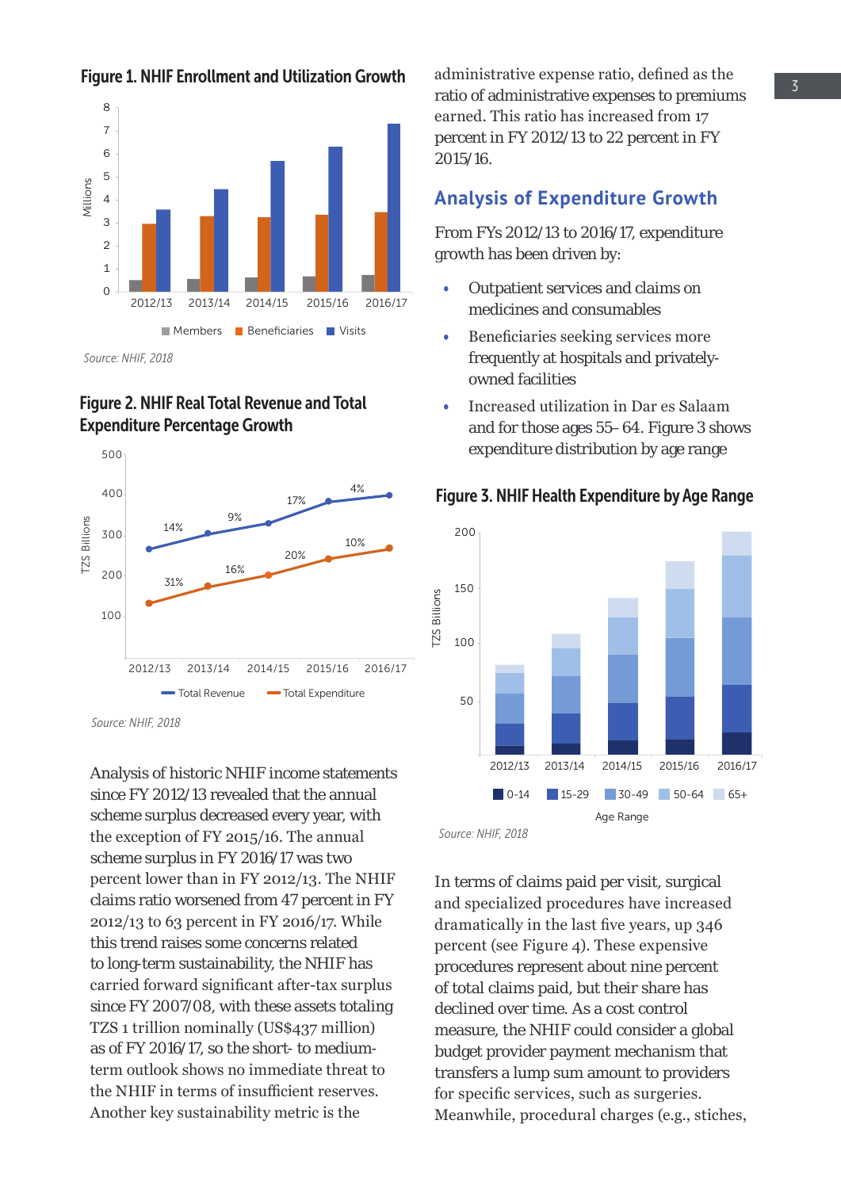**Figure 1. NHIF Enrollment and Utilization Growth**

Source: NHIF, 2018

**Figure 2. NHIF Real Total Revenue and Total Expenditure Percentage Growth**

Source: NHIF, 2018

Analysis of historic NHIF income statements since FY 2012/13 revealed that the annual scheme surplus decreased every year, with the exception of FY 2015/16. The annual scheme surplus in FY 2016/17 was two percent lower than in FY 2012/13. The NHIF claims ratio worsened from 47 percent in FY 2012/13 to 63 percent in FY 2016/17. While this trend raises some concerns related to long-term sustainability, the NHIF has carried forward significant after-tax surplus since FY 2007/08, with these assets totaling TZS 1 trillion nominally (US$437 million) as of FY 2016/17, so the short- to medium-term outlook shows no immediate threat to the NHIF in terms of insufficient reserves. Another key sustainability metric is the administrative expense ratio, defined as the ratio of administrative expenses to premiums earned. This ratio has increased from 17 percent in FY 2012/13 to 22 percent in FY 2015/16.

## Analysis of Expenditure Growth

From FYs 2012/13 to 2016/17, expenditure growth has been driven by:

- Outpatient services and claims on medicines and consumables
- Beneficiaries seeking services more frequently at hospitals and privately-owned facilities
- Increased utilization in Dar es Salaam and for those ages 55- 64. Figure 3 shows expenditure distribution by age range

**Figure 3. NHIF Health Expenditure by Age Range**

Source: NHIF, 2018

In terms of claims paid per visit, surgical and specialized procedures have increased dramatically in the last five years, up 346 percent (see Figure 4). These expensive procedures represent about nine percent of total claims paid, but their share has declined over time. As a cost control measure, the NHIF could consider a global budget provider payment mechanism that transfers a lump sum amount to providers for specific services, such as surgeries. Meanwhile, procedural charges (e.g., stiches,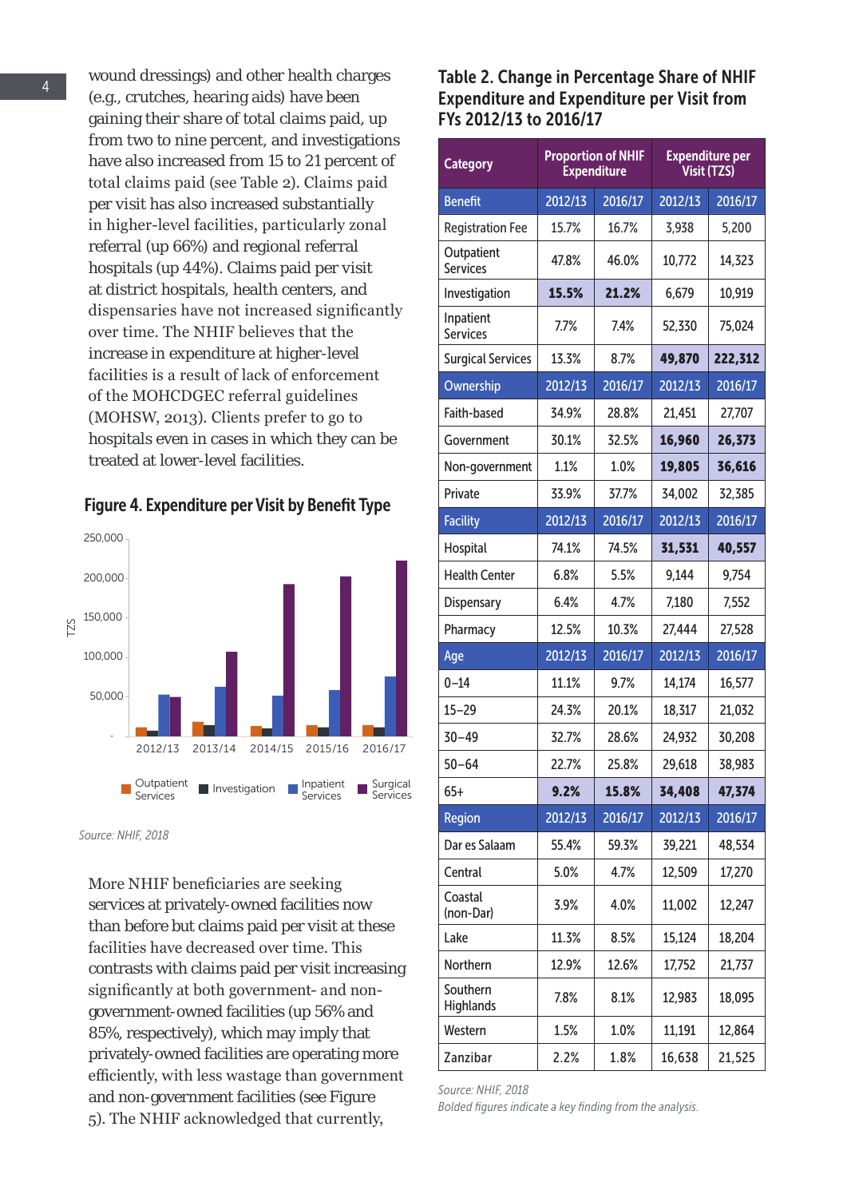wound dressings) and other health charges (e.g., crutches, hearing aids) have been gaining their share of total claims paid, up from two to nine percent, and investigations have also increased from 15 to 21 percent of total claims paid (see Table 2). Claims paid per visit has also increased substantially in higher-level facilities, particularly zonal referral (up 66%) and regional referral hospitals (up 44%). Claims paid per visit at district hospitals, health centers, and dispensaries have not increased significantly over time. The NHIF believes that the increase in expenditure at higher-level facilities is a result of lack of enforcement of the MOHCDGEC referral guidelines (MOHSW, 2013). Clients prefer to go to hospitals even in cases in which they can be treated at lower-level facilities.

### Figure 4. Expenditure per Visit by Benefit Type

*Source: NHIF, 2018*

More NHIF beneficiaries are seeking services at privately-owned facilities now than before but claims paid per visit at these facilities have decreased over time. This contrasts with claims paid per visit increasing significantly at both government- and non-government-owned facilities (up 56% and 85%, respectively), which may imply that privately-owned facilities are operating more efficiently, with less wastage than government and non-government facilities (see Figure 5). The NHIF acknowledged that currently,

### Table 2. Change in Percentage Share of NHIF Expenditure and Expenditure per Visit from FYs 2012/13 to 2016/17

| Category | Proportion of NHIF Expenditure | | Expenditure per Visit (TZS) | |
|---|---|---|---|---|
| **Benefit** | 2012/13 | 2016/17 | 2012/13 | 2016/17 |
| Registration Fee | 15.7% | 16.7% | 3,938 | 5,200 |
| Outpatient Services | 47.8% | 46.0% | 10,772 | 14,323 |
| Investigation | **15.5%** | **21.2%** | 6,679 | 10,919 |
| Inpatient Services | 7.7% | 7.4% | 52,330 | 75,024 |
| Surgical Services | 13.3% | 8.7% | **49,870** | **222,312** |
| **Ownership** | 2012/13 | 2016/17 | 2012/13 | 2016/17 |
| Faith-based | 34.9% | 28.8% | 21,451 | 27,707 |
| Government | 30.1% | 32.5% | **16,960** | **26,373** |
| Non-government | 1.1% | 1.0% | **19,805** | **36,616** |
| Private | 33.9% | 37.7% | 34,002 | 32,385 |
| **Facility** | 2012/13 | 2016/17 | 2012/13 | 2016/17 |
| Hospital | 74.1% | 74.5% | **31,531** | **40,557** |
| Health Center | 6.8% | 5.5% | 9,144 | 9,754 |
| Dispensary | 6.4% | 4.7% | 7,180 | 7,552 |
| Pharmacy | 12.5% | 10.3% | 27,444 | 27,528 |
| **Age** | 2012/13 | 2016/17 | 2012/13 | 2016/17 |
| 0–14 | 11.1% | 9.7% | 14,174 | 16,577 |
| 15–29 | 24.3% | 20.1% | 18,317 | 21,032 |
| 30–49 | 32.7% | 28.6% | 24,932 | 30,208 |
| 50–64 | 22.7% | 25.8% | 29,618 | 38,983 |
| 65+ | **9.2%** | **15.8%** | **34,408** | **47,374** |
| **Region** | 2012/13 | 2016/17 | 2012/13 | 2016/17 |
| Dar es Salaam | 55.4% | 59.3% | 39,221 | 48,534 |
| Central | 5.0% | 4.7% | 12,509 | 17,270 |
| Coastal (non-Dar) | 3.9% | 4.0% | 11,002 | 12,247 |
| Lake | 11.3% | 8.5% | 15,124 | 18,204 |
| Northern | 12.9% | 12.6% | 17,752 | 21,737 |
| Southern Highlands | 7.8% | 8.1% | 12,983 | 18,095 |
| Western | 1.5% | 1.0% | 11,191 | 12,864 |
| Zanzibar | 2.2% | 1.8% | 16,638 | 21,525 |

*Source: NHIF, 2018*
*Bolded figures indicate a key finding from the analysis.*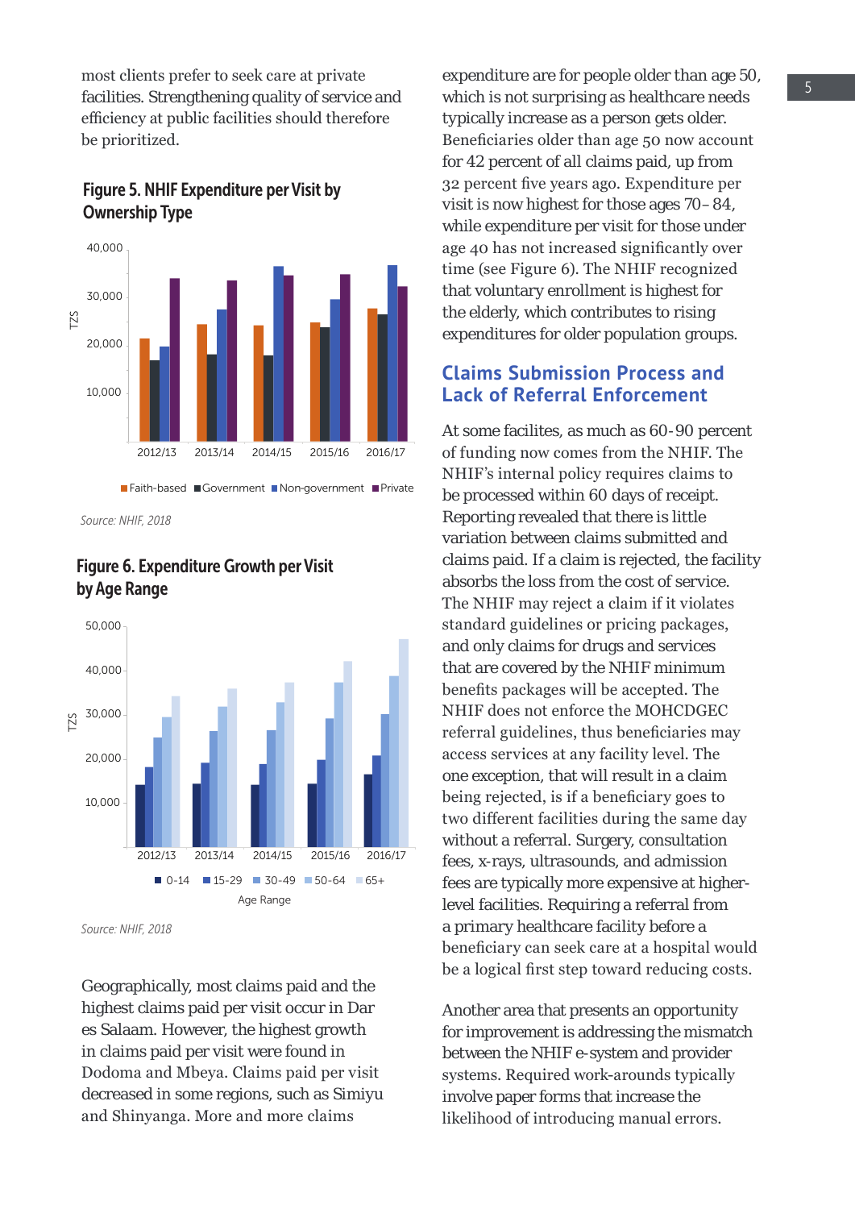most clients prefer to seek care at private facilities. Strengthening quality of service and efficiency at public facilities should therefore be prioritized.

### Figure 5. NHIF Expenditure per Visit by Ownership Type

Source: NHIF, 2018

### Figure 6. Expenditure Growth per Visit by Age Range

Source: NHIF, 2018

Geographically, most claims paid and the highest claims paid per visit occur in Dar es Salaam. However, the highest growth in claims paid per visit were found in Dodoma and Mbeya. Claims paid per visit decreased in some regions, such as Simiyu and Shinyanga. More and more claims expenditure are for people older than age 50, which is not surprising as healthcare needs typically increase as a person gets older. Beneficiaries older than age 50 now account for 42 percent of all claims paid, up from 32 percent five years ago. Expenditure per visit is now highest for those ages 70–84, while expenditure per visit for those under age 40 has not increased significantly over time (see Figure 6). The NHIF recognized that voluntary enrollment is highest for the elderly, which contributes to rising expenditures for older population groups.

## Claims Submission Process and Lack of Referral Enforcement

At some facilites, as much as 60-90 percent of funding now comes from the NHIF. The NHIF's internal policy requires claims to be processed within 60 days of receipt. Reporting revealed that there is little variation between claims submitted and claims paid. If a claim is rejected, the facility absorbs the loss from the cost of service. The NHIF may reject a claim if it violates standard guidelines or pricing packages, and only claims for drugs and services that are covered by the NHIF minimum benefits packages will be accepted. The NHIF does not enforce the MOHCDGEC referral guidelines, thus beneficiaries may access services at any facility level. The one exception, that will result in a claim being rejected, is if a beneficiary goes to two different facilities during the same day without a referral. Surgery, consultation fees, x-rays, ultrasounds, and admission fees are typically more expensive at higher-level facilities. Requiring a referral from a primary healthcare facility before a beneficiary can seek care at a hospital would be a logical first step toward reducing costs.

Another area that presents an opportunity for improvement is addressing the mismatch between the NHIF e-system and provider systems. Required work-arounds typically involve paper forms that increase the likelihood of introducing manual errors.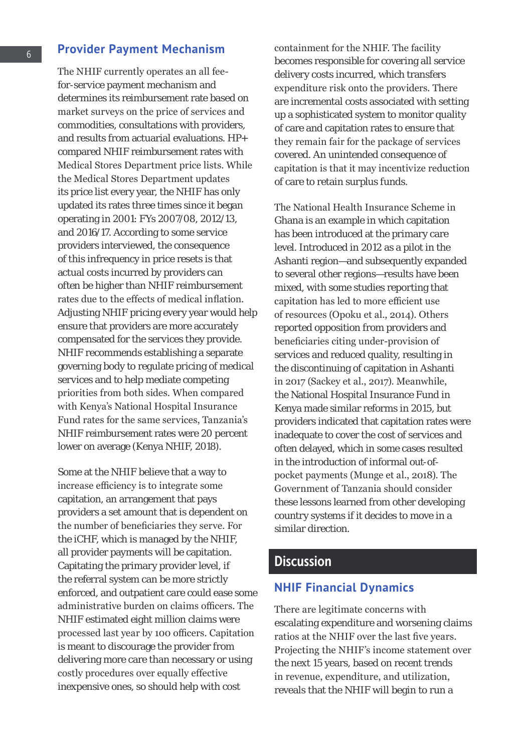## Provider Payment Mechanism

The NHIF currently operates an all fee-for-service payment mechanism and determines its reimbursement rate based on market surveys on the price of services and commodities, consultations with providers, and results from actuarial evaluations. HP+ compared NHIF reimbursement rates with Medical Stores Department price lists. While the Medical Stores Department updates its price list every year, the NHIF has only updated its rates three times since it began operating in 2001: FYs 2007/08, 2012/13, and 2016/17. According to some service providers interviewed, the consequence of this infrequency in price resets is that actual costs incurred by providers can often be higher than NHIF reimbursement rates due to the effects of medical inflation. Adjusting NHIF pricing every year would help ensure that providers are more accurately compensated for the services they provide. NHIF recommends establishing a separate governing body to regulate pricing of medical services and to help mediate competing priorities from both sides. When compared with Kenya's National Hospital Insurance Fund rates for the same services, Tanzania's NHIF reimbursement rates were 20 percent lower on average (Kenya NHIF, 2018).

Some at the NHIF believe that a way to increase efficiency is to integrate some capitation, an arrangement that pays providers a set amount that is dependent on the number of beneficiaries they serve. For the iCHF, which is managed by the NHIF, all provider payments will be capitation. Capitating the primary provider level, if the referral system can be more strictly enforced, and outpatient care could ease some administrative burden on claims officers. The NHIF estimated eight million claims were processed last year by 100 officers. Capitation is meant to discourage the provider from delivering more care than necessary or using costly procedures over equally effective inexpensive ones, so should help with cost containment for the NHIF. The facility becomes responsible for covering all service delivery costs incurred, which transfers expenditure risk onto the providers. There are incremental costs associated with setting up a sophisticated system to monitor quality of care and capitation rates to ensure that they remain fair for the package of services covered. An unintended consequence of capitation is that it may incentivize reduction of care to retain surplus funds.

The National Health Insurance Scheme in Ghana is an example in which capitation has been introduced at the primary care level. Introduced in 2012 as a pilot in the Ashanti region—and subsequently expanded to several other regions—results have been mixed, with some studies reporting that capitation has led to more efficient use of resources (Opoku et al., 2014). Others reported opposition from providers and beneficiaries citing under-provision of services and reduced quality, resulting in the discontinuing of capitation in Ashanti in 2017 (Sackey et al., 2017). Meanwhile, the National Hospital Insurance Fund in Kenya made similar reforms in 2015, but providers indicated that capitation rates were inadequate to cover the cost of services and often delayed, which in some cases resulted in the introduction of informal out-of-pocket payments (Munge et al., 2018). The Government of Tanzania should consider these lessons learned from other developing country systems if it decides to move in a similar direction.

# Discussion

## NHIF Financial Dynamics

There are legitimate concerns with escalating expenditure and worsening claims ratios at the NHIF over the last five years. Projecting the NHIF's income statement over the next 15 years, based on recent trends in revenue, expenditure, and utilization, reveals that the NHIF will begin to run a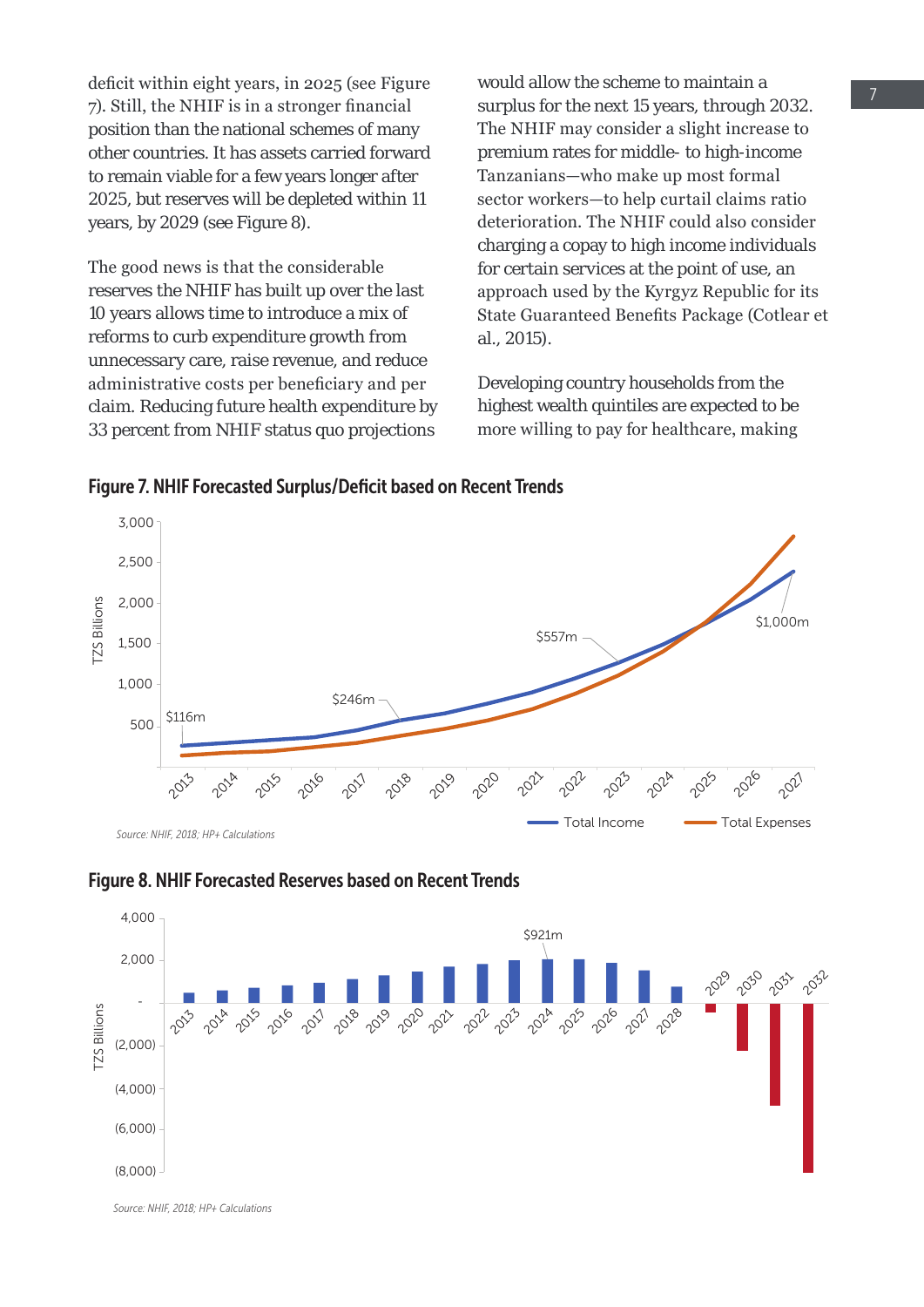deficit within eight years, in 2025 (see Figure 7). Still, the NHIF is in a stronger financial position than the national schemes of many other countries. It has assets carried forward to remain viable for a few years longer after 2025, but reserves will be depleted within 11 years, by 2029 (see Figure 8).

The good news is that the considerable reserves the NHIF has built up over the last 10 years allows time to introduce a mix of reforms to curb expenditure growth from unnecessary care, raise revenue, and reduce administrative costs per beneficiary and per claim. Reducing future health expenditure by 33 percent from NHIF status quo projections would allow the scheme to maintain a surplus for the next 15 years, through 2032. The NHIF may consider a slight increase to premium rates for middle- to high-income Tanzanians—who make up most formal sector workers—to help curtail claims ratio deterioration. The NHIF could also consider charging a copay to high income individuals for certain services at the point of use, an approach used by the Kyrgyz Republic for its State Guaranteed Benefits Package (Cotlear et al., 2015).

Developing country households from the highest wealth quintiles are expected to be more willing to pay for healthcare, making

**Figure 7. NHIF Forecasted Surplus/Deficit based on Recent Trends**

*Source: NHIF, 2018; HP+ Calculations*

**Figure 8. NHIF Forecasted Reserves based on Recent Trends**

*Source: NHIF, 2018; HP+ Calculations*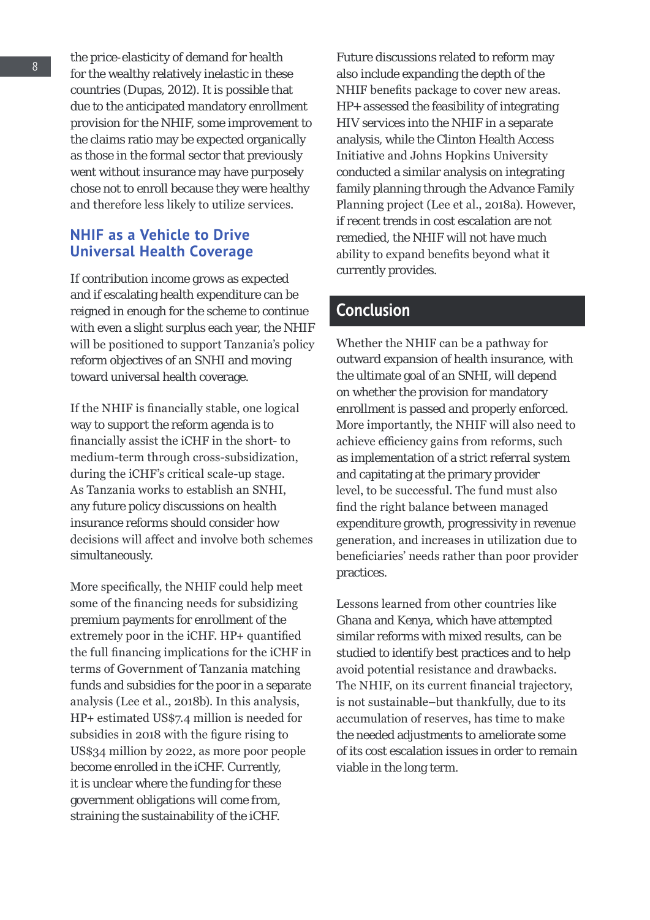the price-elasticity of demand for health for the wealthy relatively inelastic in these countries (Dupas, 2012). It is possible that due to the anticipated mandatory enrollment provision for the NHIF, some improvement to the claims ratio may be expected organically as those in the formal sector that previously went without insurance may have purposely chose not to enroll because they were healthy and therefore less likely to utilize services.

### NHIF as a Vehicle to Drive Universal Health Coverage

If contribution income grows as expected and if escalating health expenditure can be reigned in enough for the scheme to continue with even a slight surplus each year, the NHIF will be positioned to support Tanzania's policy reform objectives of an SNHI and moving toward universal health coverage.

If the NHIF is financially stable, one logical way to support the reform agenda is to financially assist the iCHF in the short- to medium-term through cross-subsidization, during the iCHF's critical scale-up stage. As Tanzania works to establish an SNHI, any future policy discussions on health insurance reforms should consider how decisions will affect and involve both schemes simultaneously.

More specifically, the NHIF could help meet some of the financing needs for subsidizing premium payments for enrollment of the extremely poor in the iCHF. HP+ quantified the full financing implications for the iCHF in terms of Government of Tanzania matching funds and subsidies for the poor in a separate analysis (Lee et al., 2018b). In this analysis, HP+ estimated US$7.4 million is needed for subsidies in 2018 with the figure rising to US$34 million by 2022, as more poor people become enrolled in the iCHF. Currently, it is unclear where the funding for these government obligations will come from, straining the sustainability of the iCHF.

Future discussions related to reform may also include expanding the depth of the NHIF benefits package to cover new areas. HP+ assessed the feasibility of integrating HIV services into the NHIF in a separate analysis, while the Clinton Health Access Initiative and Johns Hopkins University conducted a similar analysis on integrating family planning through the Advance Family Planning project (Lee et al., 2018a). However, if recent trends in cost escalation are not remedied, the NHIF will not have much ability to expand benefits beyond what it currently provides.

## Conclusion

Whether the NHIF can be a pathway for outward expansion of health insurance, with the ultimate goal of an SNHI, will depend on whether the provision for mandatory enrollment is passed and properly enforced. More importantly, the NHIF will also need to achieve efficiency gains from reforms, such as implementation of a strict referral system and capitating at the primary provider level, to be successful. The fund must also find the right balance between managed expenditure growth, progressivity in revenue generation, and increases in utilization due to beneficiaries' needs rather than poor provider practices.

Lessons learned from other countries like Ghana and Kenya, which have attempted similar reforms with mixed results, can be studied to identify best practices and to help avoid potential resistance and drawbacks. The NHIF, on its current financial trajectory, is not sustainable–but thankfully, due to its accumulation of reserves, has time to make the needed adjustments to ameliorate some of its cost escalation issues in order to remain viable in the long term.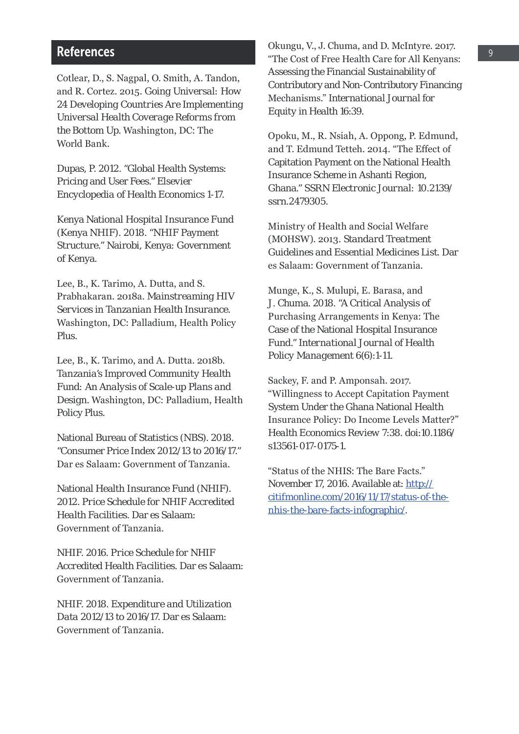## References

Cotlear, D., S. Nagpal, O. Smith, A. Tandon, and R. Cortez. 2015. Going Universal: How 24 Developing Countries Are Implementing Universal Health Coverage Reforms from the Bottom Up. Washington, DC: The World Bank.

Dupas, P. 2012. "Global Health Systems: Pricing and User Fees." Elsevier Encyclopedia of Health Economics 1-17.

Kenya National Hospital Insurance Fund (Kenya NHIF). 2018. "NHIF Payment Structure." Nairobi, Kenya: Government of Kenya.

Lee, B., K. Tarimo, A. Dutta, and S. Prabhakaran. 2018a. Mainstreaming HIV Services in Tanzanian Health Insurance. Washington, DC: Palladium, Health Policy Plus.

Lee, B., K. Tarimo, and A. Dutta. 2018b. Tanzania's Improved Community Health Fund: An Analysis of Scale-up Plans and Design. Washington, DC: Palladium, Health Policy Plus.

National Bureau of Statistics (NBS). 2018. "Consumer Price Index 2012/13 to 2016/17." Dar es Salaam: Government of Tanzania.

National Health Insurance Fund (NHIF). 2012. Price Schedule for NHIF Accredited Health Facilities. Dar es Salaam: Government of Tanzania.

NHIF. 2016. Price Schedule for NHIF Accredited Health Facilities. Dar es Salaam: Government of Tanzania.

NHIF. 2018. Expenditure and Utilization Data 2012/13 to 2016/17. Dar es Salaam: Government of Tanzania.

Okungu, V., J. Chuma, and D. McIntyre. 2017. "The Cost of Free Health Care for All Kenyans: Assessing the Financial Sustainability of Contributory and Non-Contributory Financing Mechanisms." International Journal for Equity in Health 16:39.

Opoku, M., R. Nsiah, A. Oppong, P. Edmund, and T. Edmund Tetteh. 2014. "The Effect of Capitation Payment on the National Health Insurance Scheme in Ashanti Region, Ghana." SSRN Electronic Journal: 10.2139/ssrn.2479305.

Ministry of Health and Social Welfare (MOHSW). 2013. Standard Treatment Guidelines and Essential Medicines List. Dar es Salaam: Government of Tanzania.

Munge, K., S. Mulupi, E. Barasa, and J. Chuma. 2018. "A Critical Analysis of Purchasing Arrangements in Kenya: The Case of the National Hospital Insurance Fund." International Journal of Health Policy Management 6(6):1-11.

Sackey, F. and P. Amponsah. 2017. "Willingness to Accept Capitation Payment System Under the Ghana National Health Insurance Policy: Do Income Levels Matter?" Health Economics Review 7:38. doi:10.1186/s13561-017-0175-1.

"Status of the NHIS: The Bare Facts." November 17, 2016. Available at: [http://citifmonline.com/2016/11/17/status-of-the-nhis-the-bare-facts-infographic/](http://citifmonline.com/2016/11/17/status-of-the-nhis-the-bare-facts-infographic/).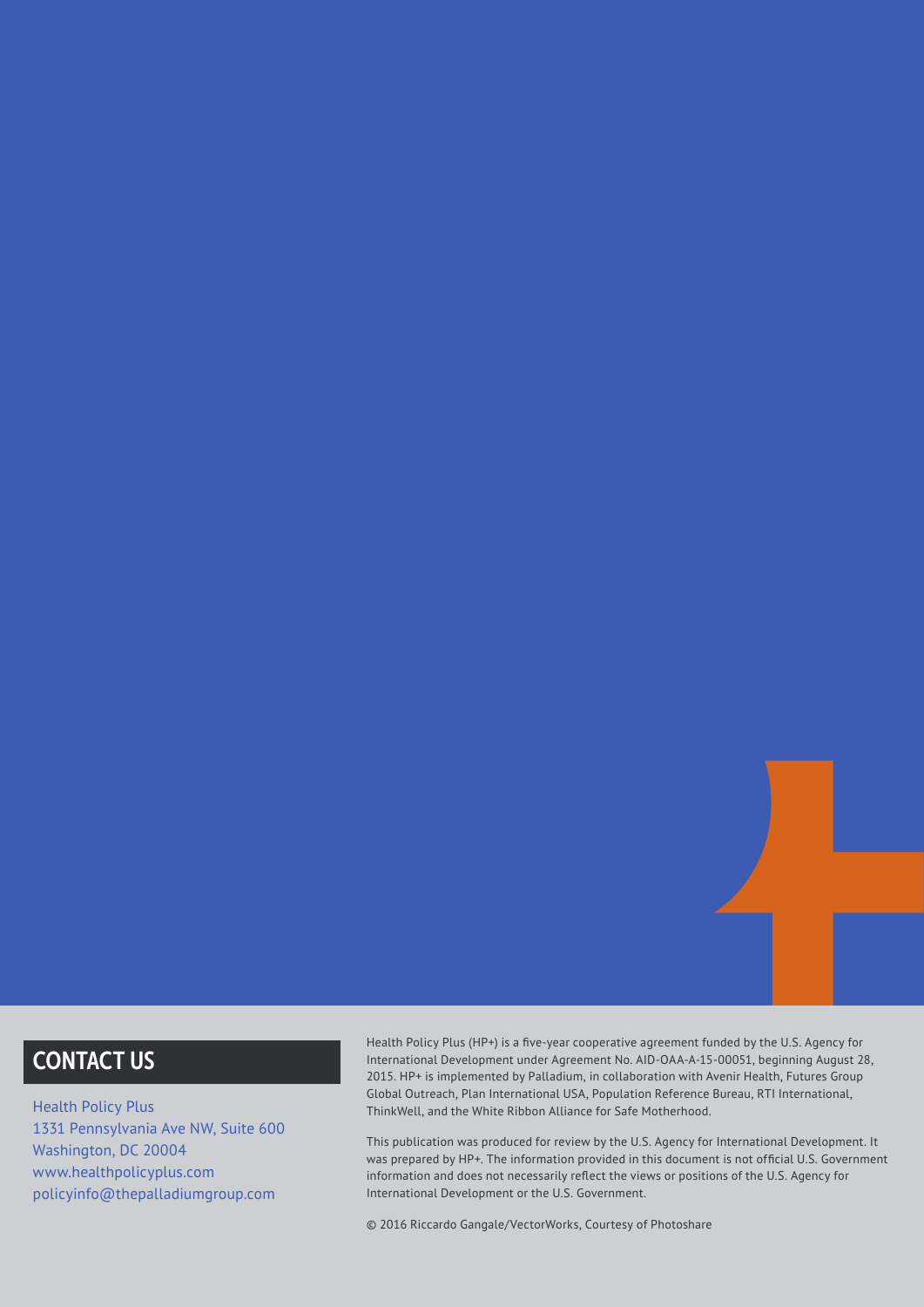## CONTACT US

Health Policy Plus
1331 Pennsylvania Ave NW, Suite 600
Washington, DC 20004
www.healthpolicyplus.com
policyinfo@thepalladiumgroup.com

Health Policy Plus (HP+) is a five-year cooperative agreement funded by the U.S. Agency for International Development under Agreement No. AID-OAA-A-15-00051, beginning August 28, 2015. HP+ is implemented by Palladium, in collaboration with Avenir Health, Futures Group Global Outreach, Plan International USA, Population Reference Bureau, RTI International, ThinkWell, and the White Ribbon Alliance for Safe Motherhood.

This publication was produced for review by the U.S. Agency for International Development. It was prepared by HP+. The information provided in this document is not official U.S. Government information and does not necessarily reflect the views or positions of the U.S. Agency for International Development or the U.S. Government.

© 2016 Riccardo Gangale/VectorWorks, Courtesy of Photoshare